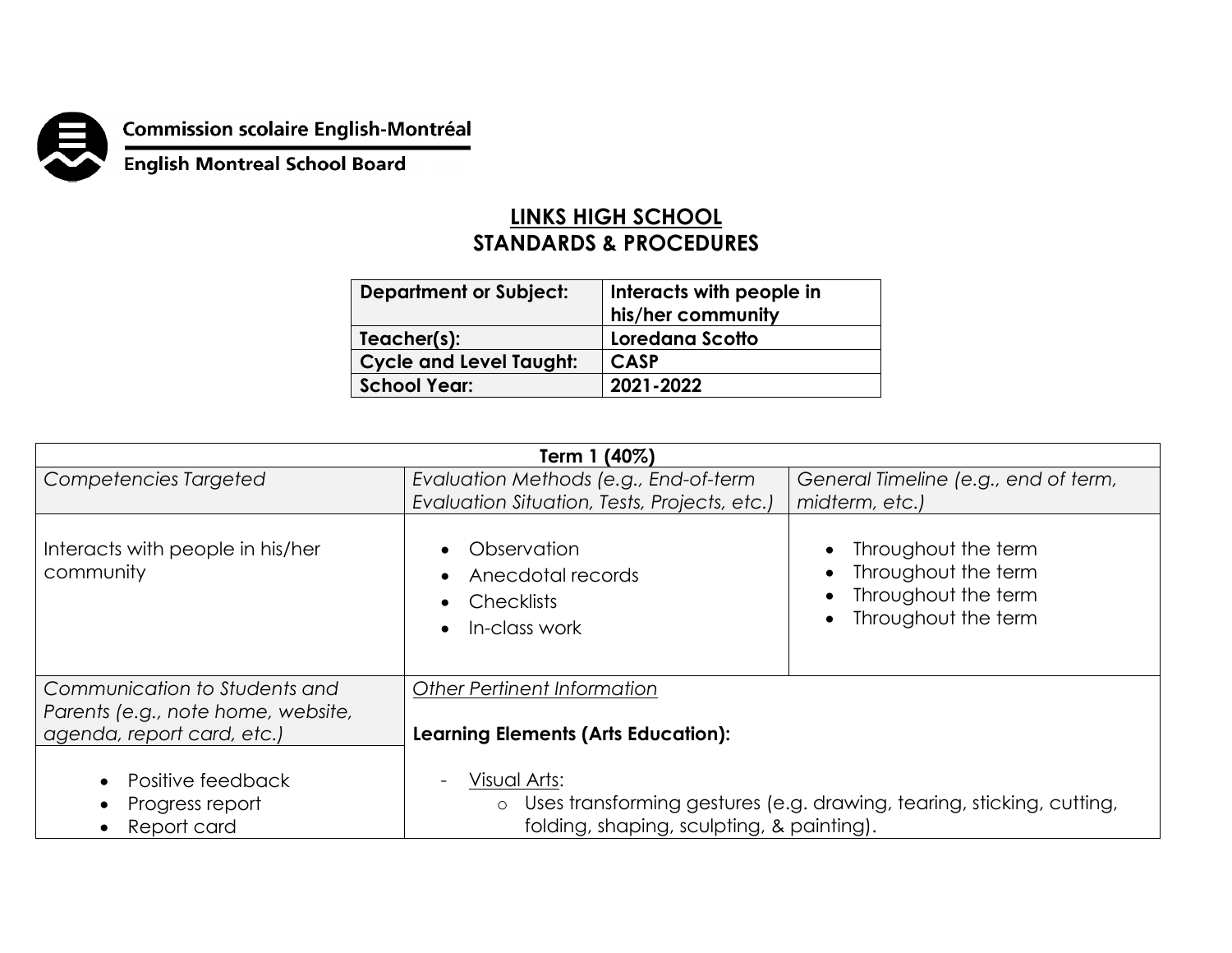Commission scolaire English-Montréal

English Montreal School Board

# LINKS HIGH SCHOOL
## STANDARDS & PROCEDURES

| Department or Subject: | Interacts with people in his/her community |
|---|---|
| Teacher(s): | Loredana Scotto |
| Cycle and Level Taught: | CASP |
| School Year: | 2021-2022 |

| Term 1 (40%) | | |
|---|---|---|
| *Competencies Targeted* | *Evaluation Methods (e.g., End-of-term Evaluation Situation, Tests, Projects, etc.)* | *General Timeline (e.g., end of term, midterm, etc.)* |
| Interacts with people in his/her community | • Observation<br>• Anecdotal records<br>• Checklists<br>• In-class work | • Throughout the term<br>• Throughout the term<br>• Throughout the term<br>• Throughout the term |
| *Communication to Students and Parents (e.g., note home, website, agenda, report card, etc.)*<br><br>• Positive feedback<br>• Progress report<br>• Report card | *Other Pertinent Information*<br><br>**Learning Elements (Arts Education):**<br><br>- Visual Arts:<br>&nbsp;&nbsp;&nbsp;&nbsp;o Uses transforming gestures (e.g. drawing, tearing, sticking, cutting, folding, shaping, sculpting, & painting). | |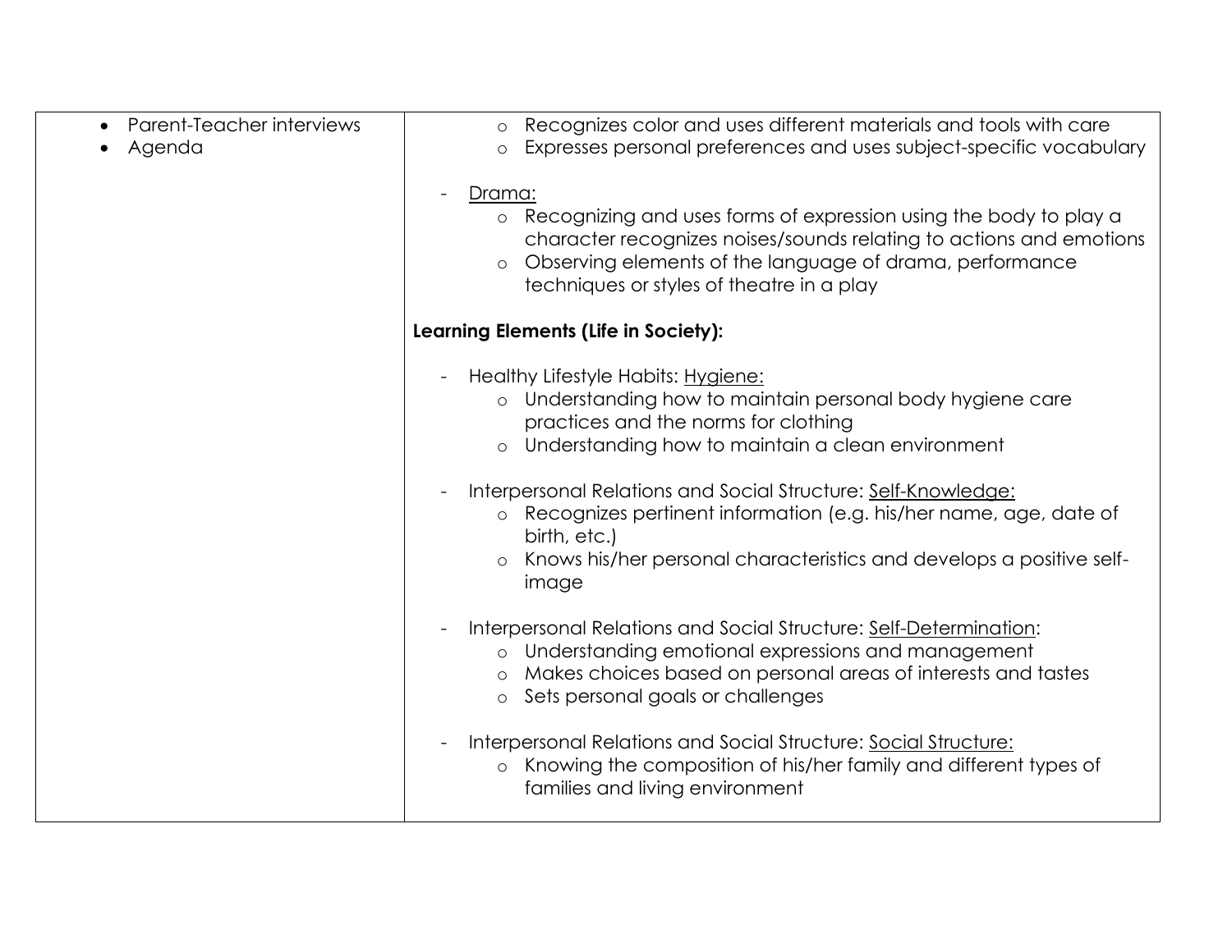| | |
|---|---|
| • Parent-Teacher interviews<br>• Agenda | o Recognizes color and uses different materials and tools with care<br>o Expresses personal preferences and uses subject-specific vocabulary<br><br>- <u>Drama:</u><br>o Recognizing and uses forms of expression using the body to play a character recognizes noises/sounds relating to actions and emotions<br>o Observing elements of the language of drama, performance techniques or styles of theatre in a play<br><br>**Learning Elements (Life in Society):**<br><br>- Healthy Lifestyle Habits: <u>Hygiene:</u><br>o Understanding how to maintain personal body hygiene care practices and the norms for clothing<br>o Understanding how to maintain a clean environment<br><br>- Interpersonal Relations and Social Structure: <u>Self-Knowledge:</u><br>o Recognizes pertinent information (e.g. his/her name, age, date of birth, etc.)<br>o Knows his/her personal characteristics and develops a positive self-image<br><br>- Interpersonal Relations and Social Structure: <u>Self-Determination</u>:<br>o Understanding emotional expressions and management<br>o Makes choices based on personal areas of interests and tastes<br>o Sets personal goals or challenges<br><br>- Interpersonal Relations and Social Structure: <u>Social Structure:</u><br>o Knowing the composition of his/her family and different types of families and living environment |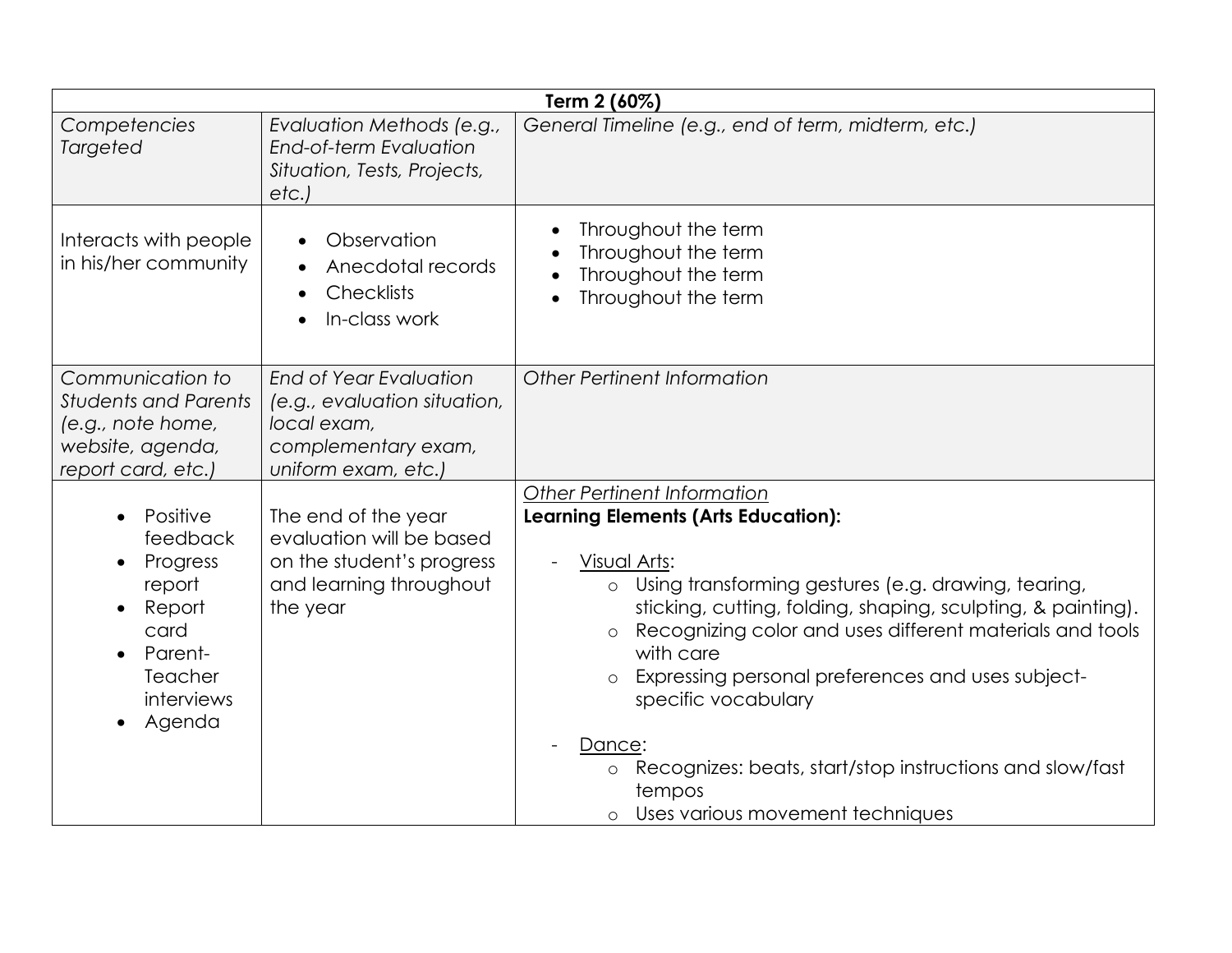| Term 2 (60%) | | |
|---|---|---|
| *Competencies Targeted* | *Evaluation Methods (e.g., End-of-term Evaluation Situation, Tests, Projects, etc.)* | *General Timeline (e.g., end of term, midterm, etc.)* |
| Interacts with people in his/her community | • Observation<br>• Anecdotal records<br>• Checklists<br>• In-class work | • Throughout the term<br>• Throughout the term<br>• Throughout the term<br>• Throughout the term |
| *Communication to Students and Parents (e.g., note home, website, agenda, report card, etc.)* | *End of Year Evaluation (e.g., evaluation situation, local exam, complementary exam, uniform exam, etc.)* | *Other Pertinent Information* |
| • Positive feedback<br>• Progress report<br>• Report card<br>• Parent-Teacher interviews<br>• Agenda | The end of the year evaluation will be based on the student's progress and learning throughout the year | *Other Pertinent Information*<br>**Learning Elements (Arts Education):**<br><br>- Visual Arts:<br>&nbsp;&nbsp;o Using transforming gestures (e.g. drawing, tearing, sticking, cutting, folding, shaping, sculpting, & painting).<br>&nbsp;&nbsp;o Recognizing color and uses different materials and tools with care<br>&nbsp;&nbsp;o Expressing personal preferences and uses subject-specific vocabulary<br><br>- Dance:<br>&nbsp;&nbsp;o Recognizes: beats, start/stop instructions and slow/fast tempos<br>&nbsp;&nbsp;o Uses various movement techniques |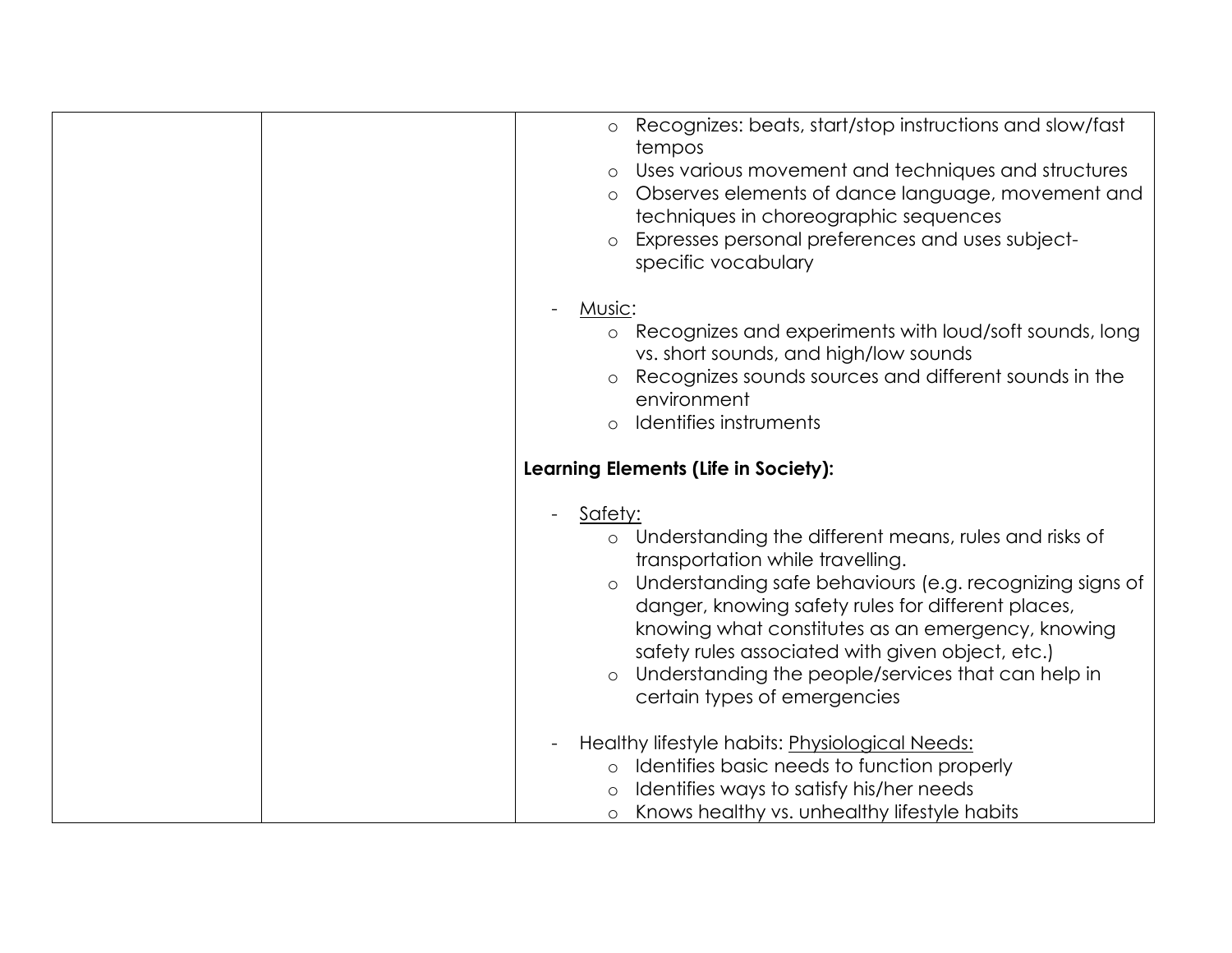| | | |
|---|---|---|
| | | o Recognizes: beats, start/stop instructions and slow/fast tempos<br>o Uses various movement and techniques and structures<br>o Observes elements of dance language, movement and techniques in choreographic sequences<br>o Expresses personal preferences and uses subject-specific vocabulary<br><br>- <u>Music</u>:<br>o Recognizes and experiments with loud/soft sounds, long vs. short sounds, and high/low sounds<br>o Recognizes sounds sources and different sounds in the environment<br>o Identifies instruments<br><br>**Learning Elements (Life in Society):**<br><br>- <u>Safety:</u><br>o Understanding the different means, rules and risks of transportation while travelling.<br>o Understanding safe behaviours (e.g. recognizing signs of danger, knowing safety rules for different places, knowing what constitutes as an emergency, knowing safety rules associated with given object, etc.)<br>o Understanding the people/services that can help in certain types of emergencies<br><br>- Healthy lifestyle habits: <u>Physiological Needs:</u><br>o Identifies basic needs to function properly<br>o Identifies ways to satisfy his/her needs<br>o Knows healthy vs. unhealthy lifestyle habits |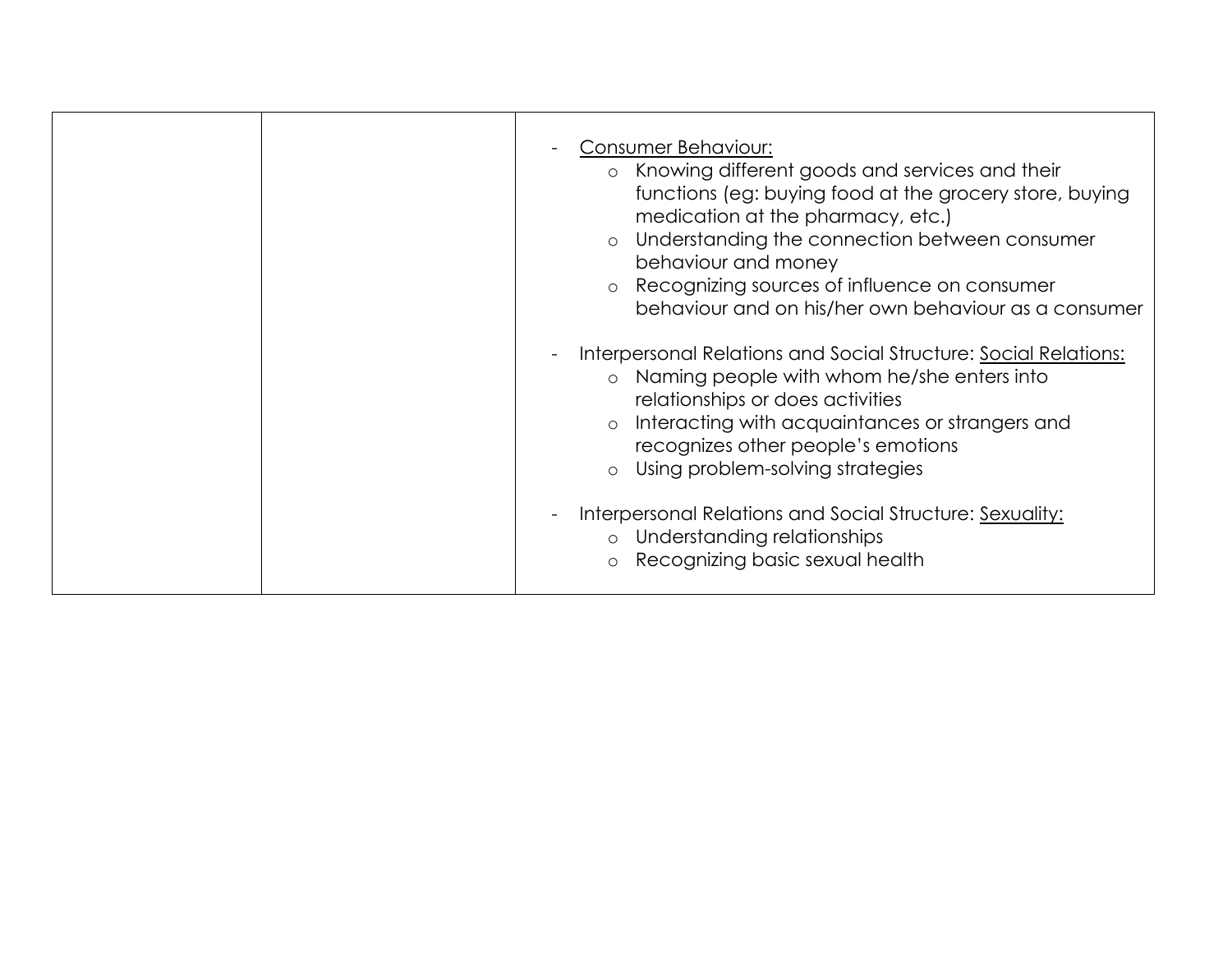| | | |
|---|---|---|
| | | - <u>Consumer Behaviour:</u><br>o Knowing different goods and services and their functions (eg: buying food at the grocery store, buying medication at the pharmacy, etc.)<br>o Understanding the connection between consumer behaviour and money<br>o Recognizing sources of influence on consumer behaviour and on his/her own behaviour as a consumer<br><br>- Interpersonal Relations and Social Structure: <u>Social Relations:</u><br>o Naming people with whom he/she enters into relationships or does activities<br>o Interacting with acquaintances or strangers and recognizes other people's emotions<br>o Using problem-solving strategies<br><br>- Interpersonal Relations and Social Structure: <u>Sexuality:</u><br>o Understanding relationships<br>o Recognizing basic sexual health |